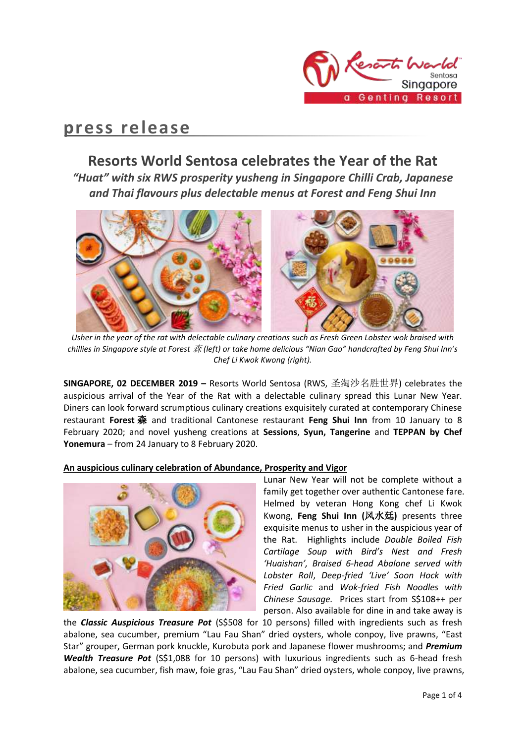# press release

## Resorts World Sentosa celebrates the Year of the Rat

### *"Huat" with six RWS prosperity yusheng in Singapore Chilli Crab, Japanese and Thai flavours plus delectable menus at Forest and Feng Shui Inn*

*Usher in the year of the rat with delectable culinary creations such as Fresh Green Lobster wok braised with chillies in Singapore style at Forest 森 (left) or take home delicious "Nian Gao" handcrafted by Feng Shui Inn's Chef Li Kwok Kwong (right).*

**SINGAPORE, 02 DECEMBER 2019 –** Resorts World Sentosa (RWS, 圣淘沙名胜世界) celebrates the auspicious arrival of the Year of the Rat with a delectable culinary spread this Lunar New Year. Diners can look forward scrumptious culinary creations exquisitely curated at contemporary Chinese restaurant **Forest 森** and traditional Cantonese restaurant **Feng Shui Inn** from 10 January to 8 February 2020; and novel yusheng creations at **Sessions**, **Syun, Tangerine** and **TEPPAN by Chef Yonemura** – from 24 January to 8 February 2020.

**An auspicious culinary celebration of Abundance, Prosperity and Vigor**

Lunar New Year will not be complete without a family get together over authentic Cantonese fare. Helmed by veteran Hong Kong chef Li Kwok Kwong, **Feng Shui Inn (风水廷)** presents three exquisite menus to usher in the auspicious year of the Rat. Highlights include *Double Boiled Fish Cartilage Soup with Bird's Nest and Fresh 'Huaishan', Braised 6-head Abalone served with Lobster Roll*, *Deep-fried 'Live' Soon Hock with Fried Garlic* and *Wok-fried Fish Noodles with Chinese Sausage.* Prices start from S$108++ per person. Also available for dine in and take away is the ***Classic Auspicious Treasure Pot*** (S$508 for 10 persons) filled with ingredients such as fresh abalone, sea cucumber, premium "Lau Fau Shan" dried oysters, whole conpoy, live prawns, "East Star" grouper, German pork knuckle, Kurobuta pork and Japanese flower mushrooms; and ***Premium Wealth Treasure Pot*** (S$1,088 for 10 persons) with luxurious ingredients such as 6-head fresh abalone, sea cucumber, fish maw, foie gras, "Lau Fau Shan" dried oysters, whole conpoy, live prawns,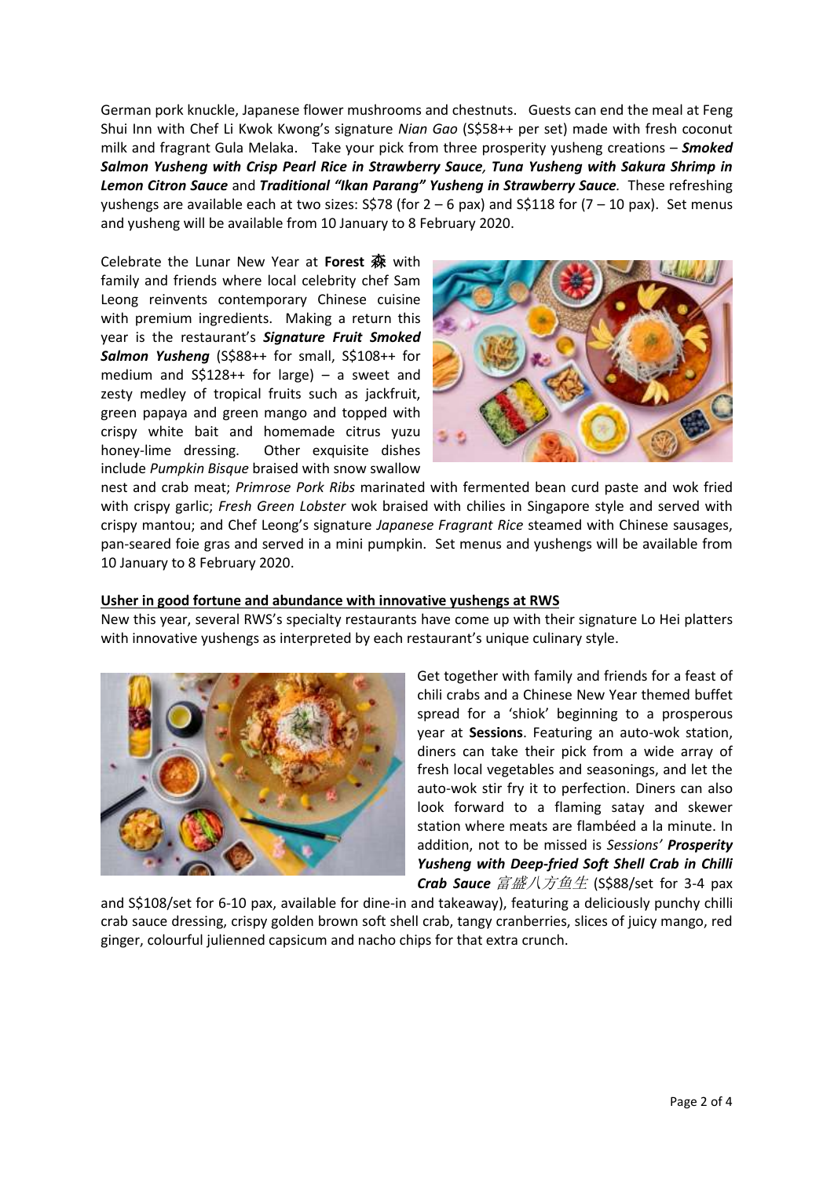German pork knuckle, Japanese flower mushrooms and chestnuts. Guests can end the meal at Feng Shui Inn with Chef Li Kwok Kwong's signature *Nian Gao* (S$58++ per set) made with fresh coconut milk and fragrant Gula Melaka. Take your pick from three prosperity yusheng creations – ***Smoked Salmon Yusheng with Crisp Pearl Rice in Strawberry Sauce, Tuna Yusheng with Sakura Shrimp in Lemon Citron Sauce*** and ***Traditional "Ikan Parang" Yusheng in Strawberry Sauce.*** These refreshing yushengs are available each at two sizes: S$78 (for 2 – 6 pax) and S$118 for (7 – 10 pax). Set menus and yusheng will be available from 10 January to 8 February 2020.

Celebrate the Lunar New Year at **Forest 森** with family and friends where local celebrity chef Sam Leong reinvents contemporary Chinese cuisine with premium ingredients. Making a return this year is the restaurant's ***Signature Fruit Smoked Salmon Yusheng*** (S$88++ for small, S$108++ for medium and S$128++ for large) – a sweet and zesty medley of tropical fruits such as jackfruit, green papaya and green mango and topped with crispy white bait and homemade citrus yuzu honey-lime dressing. Other exquisite dishes include *Pumpkin Bisque* braised with snow swallow nest and crab meat; *Primrose Pork Ribs* marinated with fermented bean curd paste and wok fried with crispy garlic; *Fresh Green Lobster* wok braised with chilies in Singapore style and served with crispy mantou; and Chef Leong's signature *Japanese Fragrant Rice* steamed with Chinese sausages, pan-seared foie gras and served in a mini pumpkin. Set menus and yushengs will be available from 10 January to 8 February 2020.

**Usher in good fortune and abundance with innovative yushengs at RWS**

New this year, several RWS's specialty restaurants have come up with their signature Lo Hei platters with innovative yushengs as interpreted by each restaurant's unique culinary style.

Get together with family and friends for a feast of chili crabs and a Chinese New Year themed buffet spread for a 'shiok' beginning to a prosperous year at **Sessions**. Featuring an auto-wok station, diners can take their pick from a wide array of fresh local vegetables and seasonings, and let the auto-wok stir fry it to perfection. Diners can also look forward to a flaming satay and skewer station where meats are flambéed a la minute. In addition, not to be missed is *Sessions'* ***Prosperity Yusheng with Deep-fried Soft Shell Crab in Chilli Crab Sauce*** *富盛八方鱼生* (S$88/set for 3-4 pax and S$108/set for 6-10 pax, available for dine-in and takeaway), featuring a deliciously punchy chilli crab sauce dressing, crispy golden brown soft shell crab, tangy cranberries, slices of juicy mango, red ginger, colourful julienned capsicum and nacho chips for that extra crunch.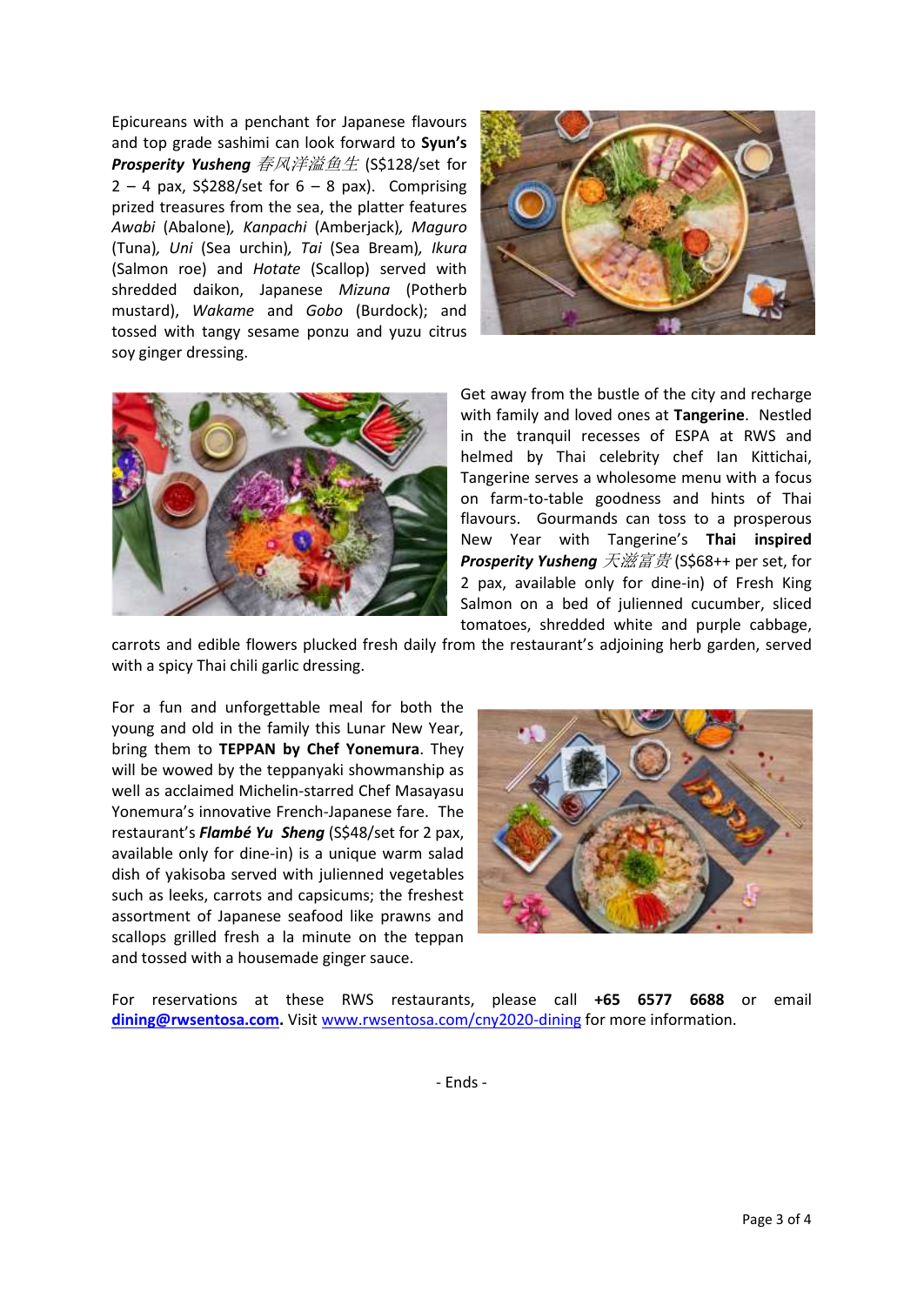Epicureans with a penchant for Japanese flavours and top grade sashimi can look forward to **Syun's *Prosperity Yusheng*** *春风洋溢鱼生* (S$128/set for 2 – 4 pax, S$288/set for 6 – 8 pax). Comprising prized treasures from the sea, the platter features *Awabi* (Abalone)*, Kanpachi* (Amberjack)*, Maguro* (Tuna)*, Uni* (Sea urchin)*, Tai* (Sea Bream)*, Ikura* (Salmon roe) and *Hotate* (Scallop) served with shredded daikon, Japanese *Mizuna* (Potherb mustard), *Wakame* and *Gobo* (Burdock); and tossed with tangy sesame ponzu and yuzu citrus soy ginger dressing.

Get away from the bustle of the city and recharge with family and loved ones at **Tangerine**. Nestled in the tranquil recesses of ESPA at RWS and helmed by Thai celebrity chef Ian Kittichai, Tangerine serves a wholesome menu with a focus on farm-to-table goodness and hints of Thai flavours. Gourmands can toss to a prosperous New Year with Tangerine's **Thai inspired *Prosperity Yusheng*** *天滋富贵* (S$68++ per set, for 2 pax, available only for dine-in) of Fresh King Salmon on a bed of julienned cucumber, sliced tomatoes, shredded white and purple cabbage, carrots and edible flowers plucked fresh daily from the restaurant's adjoining herb garden, served with a spicy Thai chili garlic dressing.

For a fun and unforgettable meal for both the young and old in the family this Lunar New Year, bring them to **TEPPAN by Chef Yonemura**. They will be wowed by the teppanyaki showmanship as well as acclaimed Michelin-starred Chef Masayasu Yonemura's innovative French-Japanese fare. The restaurant's ***Flambé Yu Sheng*** (S$48/set for 2 pax, available only for dine-in) is a unique warm salad dish of yakisoba served with julienned vegetables such as leeks, carrots and capsicums; the freshest assortment of Japanese seafood like prawns and scallops grilled fresh a la minute on the teppan and tossed with a housemade ginger sauce.

For reservations at these RWS restaurants, please call **+65 6577 6688** or email **dining@rwsentosa.com.** Visit www.rwsentosa.com/cny2020-dining for more information.

\- Ends -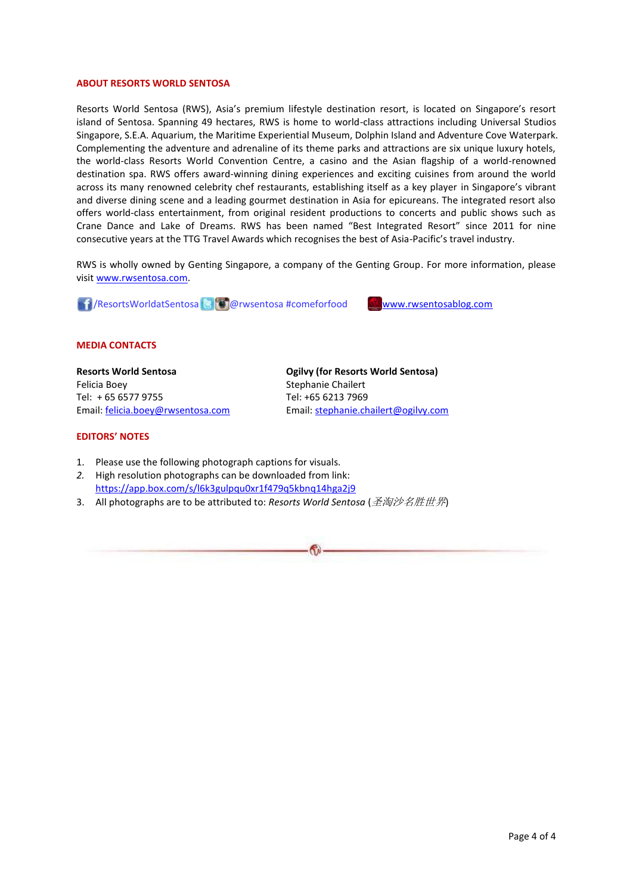## ABOUT RESORTS WORLD SENTOSA

Resorts World Sentosa (RWS), Asia's premium lifestyle destination resort, is located on Singapore's resort island of Sentosa. Spanning 49 hectares, RWS is home to world-class attractions including Universal Studios Singapore, S.E.A. Aquarium, the Maritime Experiential Museum, Dolphin Island and Adventure Cove Waterpark. Complementing the adventure and adrenaline of its theme parks and attractions are six unique luxury hotels, the world-class Resorts World Convention Centre, a casino and the Asian flagship of a world-renowned destination spa. RWS offers award-winning dining experiences and exciting cuisines from around the world across its many renowned celebrity chef restaurants, establishing itself as a key player in Singapore's vibrant and diverse dining scene and a leading gourmet destination in Asia for epicureans. The integrated resort also offers world-class entertainment, from original resident productions to concerts and public shows such as Crane Dance and Lake of Dreams. RWS has been named "Best Integrated Resort" since 2011 for nine consecutive years at the TTG Travel Awards which recognises the best of Asia-Pacific's travel industry.

RWS is wholly owned by Genting Singapore, a company of the Genting Group. For more information, please visit www.rwsentosa.com.

/ResortsWorldatSentosa @rwsentosa #comeforfood www.rwsentosablog.com

## MEDIA CONTACTS

**Resorts World Sentosa**
Felicia Boey
Tel: + 65 6577 9755
Email: felicia.boey@rwsentosa.com

**Ogilvy (for Resorts World Sentosa)**
Stephanie Chailert
Tel: +65 6213 7969
Email: stephanie.chailert@ogilvy.com

## EDITORS' NOTES

1. Please use the following photograph captions for visuals.
2. High resolution photographs can be downloaded from link: https://app.box.com/s/l6k3gulpqu0xr1f479q5kbnq14hga2j9
3. All photographs are to be attributed to: *Resorts World Sentosa* (*圣淘沙名胜世界*)